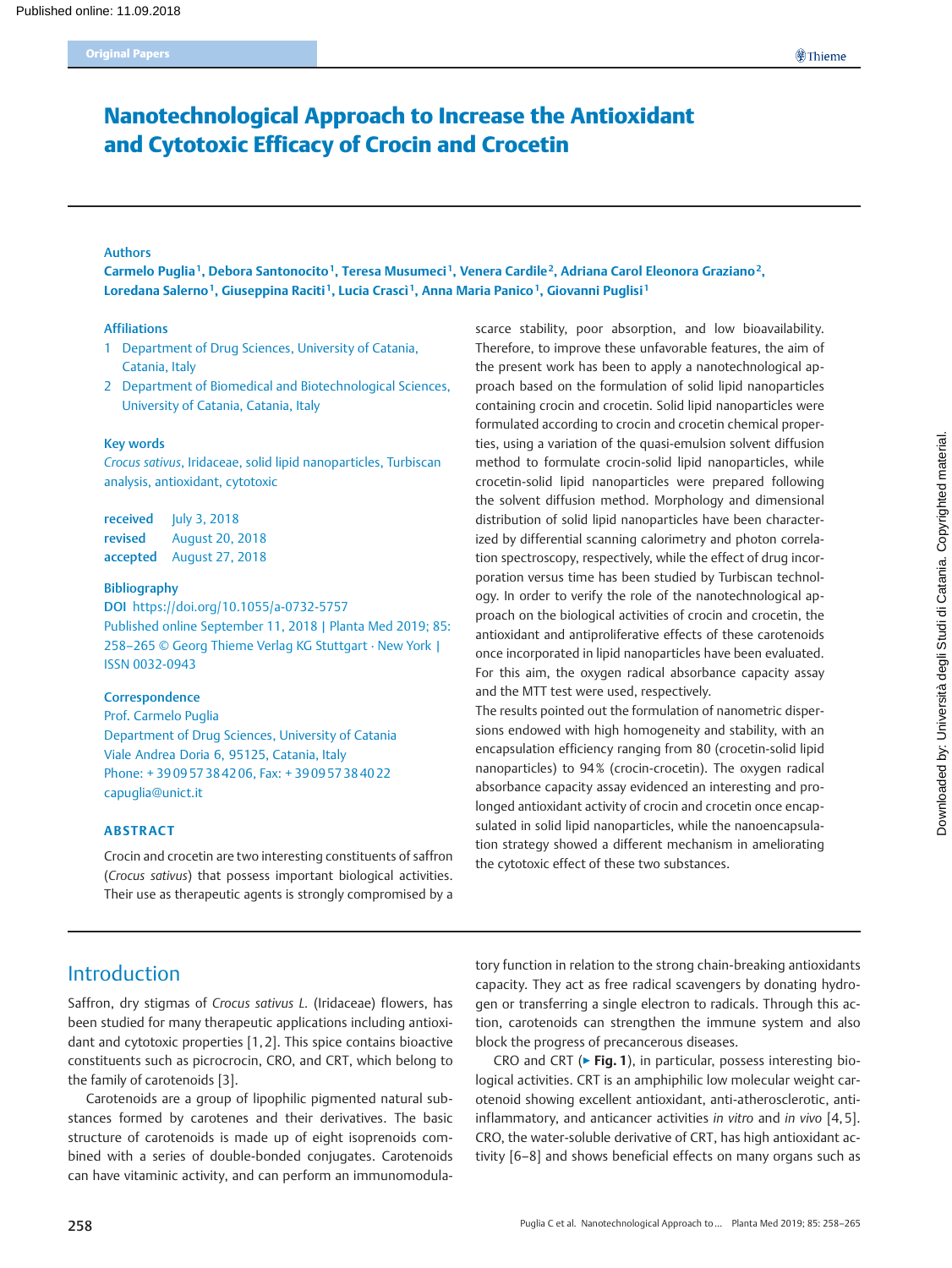# Nanotechnological Approach to Increase the Antioxidant and Cytotoxic Efficacy of Crocin and Crocetin

**Authors**

**Carmelo Puglia[1], Debora Santonocito[1], Teresa Musumeci[1], Venera Cardile[2], Adriana Carol Eleonora Graziano[2], Loredana Salerno[1], Giuseppina Raciti[1], Lucia Crasci[1], Anna Maria Panico[1], Giovanni Puglisi[1]**

**Affiliations**

1 Department of Drug Sciences, University of Catania, Catania, Italy

2 Department of Biomedical and Biotechnological Sciences, University of Catania, Catania, Italy

**Key words**

*Crocus sativus*, Iridaceae, solid lipid nanoparticles, Turbiscan analysis, antioxidant, cytotoxic

**received** July 3, 2018
**revised** August 20, 2018
**accepted** August 27, 2018

**Bibliography**

**DOI** https://doi.org/10.1055/a-0732-5757
Published online September 11, 2018 | Planta Med 2019; 85: 258–265 © Georg Thieme Verlag KG Stuttgart · New York | ISSN 0032-0943

**Correspondence**

Prof. Carmelo Puglia
Department of Drug Sciences, University of Catania
Viale Andrea Doria 6, 95125, Catania, Italy
Phone: + 39 09 57 38 42 06, Fax: + 39 09 57 38 40 22
capuglia@unict.it

## ABSTRACT

Crocin and crocetin are two interesting constituents of saffron (*Crocus sativus*) that possess important biological activities. Their use as therapeutic agents is strongly compromised by a scarce stability, poor absorption, and low bioavailability. Therefore, to improve these unfavorable features, the aim of the present work has been to apply a nanotechnological approach based on the formulation of solid lipid nanoparticles containing crocin and crocetin. Solid lipid nanoparticles were formulated according to crocin and crocetin chemical properties, using a variation of the quasi-emulsion solvent diffusion method to formulate crocin-solid lipid nanoparticles, while crocetin-solid lipid nanoparticles were prepared following the solvent diffusion method. Morphology and dimensional distribution of solid lipid nanoparticles have been characterized by differential scanning calorimetry and photon correlation spectroscopy, respectively, while the effect of drug incorporation versus time has been studied by Turbiscan technology. In order to verify the role of the nanotechnological approach on the biological activities of crocin and crocetin, the antioxidant and antiproliferative effects of these carotenoids once incorporated in lipid nanoparticles have been evaluated. For this aim, the oxygen radical absorbance capacity assay and the MTT test were used, respectively.

The results pointed out the formulation of nanometric dispersions endowed with high homogeneity and stability, with an encapsulation efficiency ranging from 80 (crocetin-solid lipid nanoparticles) to 94% (crocin-crocetin). The oxygen radical absorbance capacity assay evidenced an interesting and prolonged antioxidant activity of crocin and crocetin once encapsulated in solid lipid nanoparticles, while the nanoencapsulation strategy showed a different mechanism in ameliorating the cytotoxic effect of these two substances.

## Introduction

Saffron, dry stigmas of *Crocus sativus L.* (Iridaceae) flowers, has been studied for many therapeutic applications including antioxidant and cytotoxic properties [1, 2]. This spice contains bioactive constituents such as picrocrocin, CRO, and CRT, which belong to the family of carotenoids [3].

Carotenoids are a group of lipophilic pigmented natural substances formed by carotenes and their derivatives. The basic structure of carotenoids is made up of eight isoprenoids combined with a series of double-bonded conjugates. Carotenoids can have vitaminic activity, and can perform an immunomodulatory function in relation to the strong chain-breaking antioxidants capacity. They act as free radical scavengers by donating hydrogen or transferring a single electron to radicals. Through this action, carotenoids can strengthen the immune system and also block the progress of precancerous diseases.

CRO and CRT (▶ **Fig. 1**), in particular, possess interesting biological activities. CRT is an amphiphilic low molecular weight carotenoid showing excellent antioxidant, anti-atherosclerotic, anti-inflammatory, and anticancer activities *in vitro* and *in vivo* [4, 5]. CRO, the water-soluble derivative of CRT, has high antioxidant activity [6–8] and shows beneficial effects on many organs such as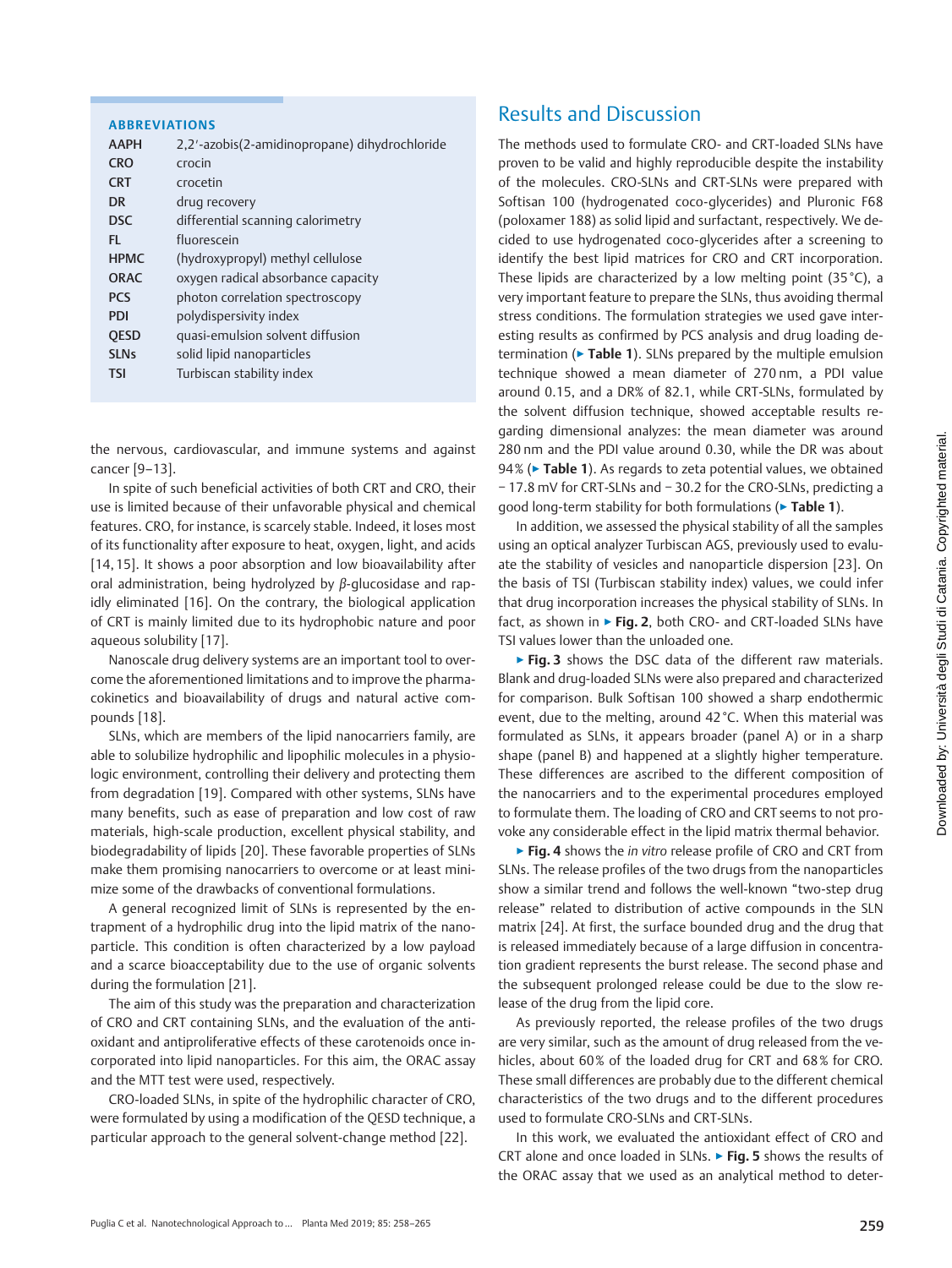**ABBREVIATIONS**

| | |
|---|---|
| AAPH | 2,2′-azobis(2-amidinopropane) dihydrochloride |
| CRO | crocin |
| CRT | crocetin |
| DR | drug recovery |
| DSC | differential scanning calorimetry |
| FL | fluorescein |
| HPMC | (hydroxypropyl) methyl cellulose |
| ORAC | oxygen radical absorbance capacity |
| PCS | photon correlation spectroscopy |
| PDI | polydispersity index |
| QESD | quasi-emulsion solvent diffusion |
| SLNs | solid lipid nanoparticles |
| TSI | Turbiscan stability index |

the nervous, cardiovascular, and immune systems and against cancer [9–13].

In spite of such beneficial activities of both CRT and CRO, their use is limited because of their unfavorable physical and chemical features. CRO, for instance, is scarcely stable. Indeed, it loses most of its functionality after exposure to heat, oxygen, light, and acids [14, 15]. It shows a poor absorption and low bioavailability after oral administration, being hydrolyzed by *β*-glucosidase and rapidly eliminated [16]. On the contrary, the biological application of CRT is mainly limited due to its hydrophobic nature and poor aqueous solubility [17].

Nanoscale drug delivery systems are an important tool to overcome the aforementioned limitations and to improve the pharmacokinetics and bioavailability of drugs and natural active compounds [18].

SLNs, which are members of the lipid nanocarriers family, are able to solubilize hydrophilic and lipophilic molecules in a physiologic environment, controlling their delivery and protecting them from degradation [19]. Compared with other systems, SLNs have many benefits, such as ease of preparation and low cost of raw materials, high-scale production, excellent physical stability, and biodegradability of lipids [20]. These favorable properties of SLNs make them promising nanocarriers to overcome or at least minimize some of the drawbacks of conventional formulations.

A general recognized limit of SLNs is represented by the entrapment of a hydrophilic drug into the lipid matrix of the nanoparticle. This condition is often characterized by a low payload and a scarce bioacceptability due to the use of organic solvents during the formulation [21].

The aim of this study was the preparation and characterization of CRO and CRT containing SLNs, and the evaluation of the antioxidant and antiproliferative effects of these carotenoids once incorporated into lipid nanoparticles. For this aim, the ORAC assay and the MTT test were used, respectively.

CRO-loaded SLNs, in spite of the hydrophilic character of CRO, were formulated by using a modification of the QESD technique, a particular approach to the general solvent-change method [22].

## Results and Discussion

The methods used to formulate CRO- and CRT-loaded SLNs have proven to be valid and highly reproducible despite the instability of the molecules. CRO-SLNs and CRT-SLNs were prepared with Softisan 100 (hydrogenated coco-glycerides) and Pluronic F68 (poloxamer 188) as solid lipid and surfactant, respectively. We decided to use hydrogenated coco-glycerides after a screening to identify the best lipid matrices for CRO and CRT incorporation. These lipids are characterized by a low melting point (35 °C), a very important feature to prepare the SLNs, thus avoiding thermal stress conditions. The formulation strategies we used gave interesting results as confirmed by PCS analysis and drug loading determination (▶ **Table 1**). SLNs prepared by the multiple emulsion technique showed a mean diameter of 270 nm, a PDI value around 0.15, and a DR% of 82.1, while CRT-SLNs, formulated by the solvent diffusion technique, showed acceptable results regarding dimensional analyzes: the mean diameter was around 280 nm and the PDI value around 0.30, while the DR was about 94 % (▶ **Table 1**). As regards to zeta potential values, we obtained − 17.8 mV for CRT-SLNs and − 30.2 for the CRO-SLNs, predicting a good long-term stability for both formulations (▶ **Table 1**).

In addition, we assessed the physical stability of all the samples using an optical analyzer Turbiscan AGS, previously used to evaluate the stability of vesicles and nanoparticle dispersion [23]. On the basis of TSI (Turbiscan stability index) values, we could infer that drug incorporation increases the physical stability of SLNs. In fact, as shown in ▶ **Fig. 2**, both CRO- and CRT-loaded SLNs have TSI values lower than the unloaded one.

▶ **Fig. 3** shows the DSC data of the different raw materials. Blank and drug-loaded SLNs were also prepared and characterized for comparison. Bulk Softisan 100 showed a sharp endothermic event, due to the melting, around 42 °C. When this material was formulated as SLNs, it appears broader (panel A) or in a sharp shape (panel B) and happened at a slightly higher temperature. These differences are ascribed to the different composition of the nanocarriers and to the experimental procedures employed to formulate them. The loading of CRO and CRT seems to not provoke any considerable effect in the lipid matrix thermal behavior.

▶ **Fig. 4** shows the *in vitro* release profile of CRO and CRT from SLNs. The release profiles of the two drugs from the nanoparticles show a similar trend and follows the well-known "two-step drug release" related to distribution of active compounds in the SLN matrix [24]. At first, the surface bounded drug and the drug that is released immediately because of a large diffusion in concentration gradient represents the burst release. The second phase and the subsequent prolonged release could be due to the slow release of the drug from the lipid core.

As previously reported, the release profiles of the two drugs are very similar, such as the amount of drug released from the vehicles, about 60 % of the loaded drug for CRT and 68 % for CRO. These small differences are probably due to the different chemical characteristics of the two drugs and to the different procedures used to formulate CRO-SLNs and CRT-SLNs.

In this work, we evaluated the antioxidant effect of CRO and CRT alone and once loaded in SLNs. ▶ **Fig. 5** shows the results of the ORAC assay that we used as an analytical method to deter-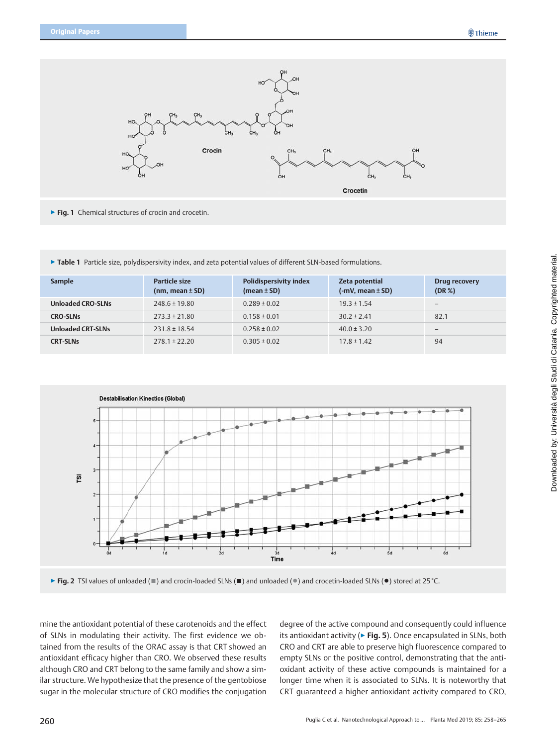▶ **Fig. 1** Chemical structures of crocin and crocetin.

▶ **Table 1** Particle size, polydispersivity index, and zeta potential values of different SLN-based formulations.

| Sample | Particle size (nm, mean ± SD) | Polidispersivity index (mean ± SD) | Zeta potential (-mV, mean ± SD) | Drug recovery (DR %) |
|---|---|---|---|---|
| **Unloaded CRO-SLNs** | 248.6 ± 19.80 | 0.289 ± 0.02 | 19.3 ± 1.54 | – |
| **CRO-SLNs** | 273.3 ± 21.80 | 0.158 ± 0.01 | 30.2 ± 2.41 | 82.1 |
| **Unloaded CRT-SLNs** | 231.8 ± 18.54 | 0.258 ± 0.02 | 40.0 ± 3.20 | – |
| **CRT-SLNs** | 278.1 ± 22.20 | 0.305 ± 0.02 | 17.8 ± 1.42 | 94 |

▶ **Fig. 2** TSI values of unloaded (■) and crocin-loaded SLNs (■) and unloaded (●) and crocetin-loaded SLNs (●) stored at 25 °C.

mine the antioxidant potential of these carotenoids and the effect of SLNs in modulating their activity. The first evidence we obtained from the results of the ORAC assay is that CRT showed an antioxidant efficacy higher than CRO. We observed these results although CRO and CRT belong to the same family and show a similar structure. We hypothesize that the presence of the gentobiose sugar in the molecular structure of CRO modifies the conjugation degree of the active compound and consequently could influence its antioxidant activity (▶ **Fig. 5**). Once encapsulated in SLNs, both CRO and CRT are able to preserve high fluorescence compared to empty SLNs or the positive control, demonstrating that the antioxidant activity of these active compounds is maintained for a longer time when it is associated to SLNs. It is noteworthy that CRT guaranteed a higher antioxidant activity compared to CRO,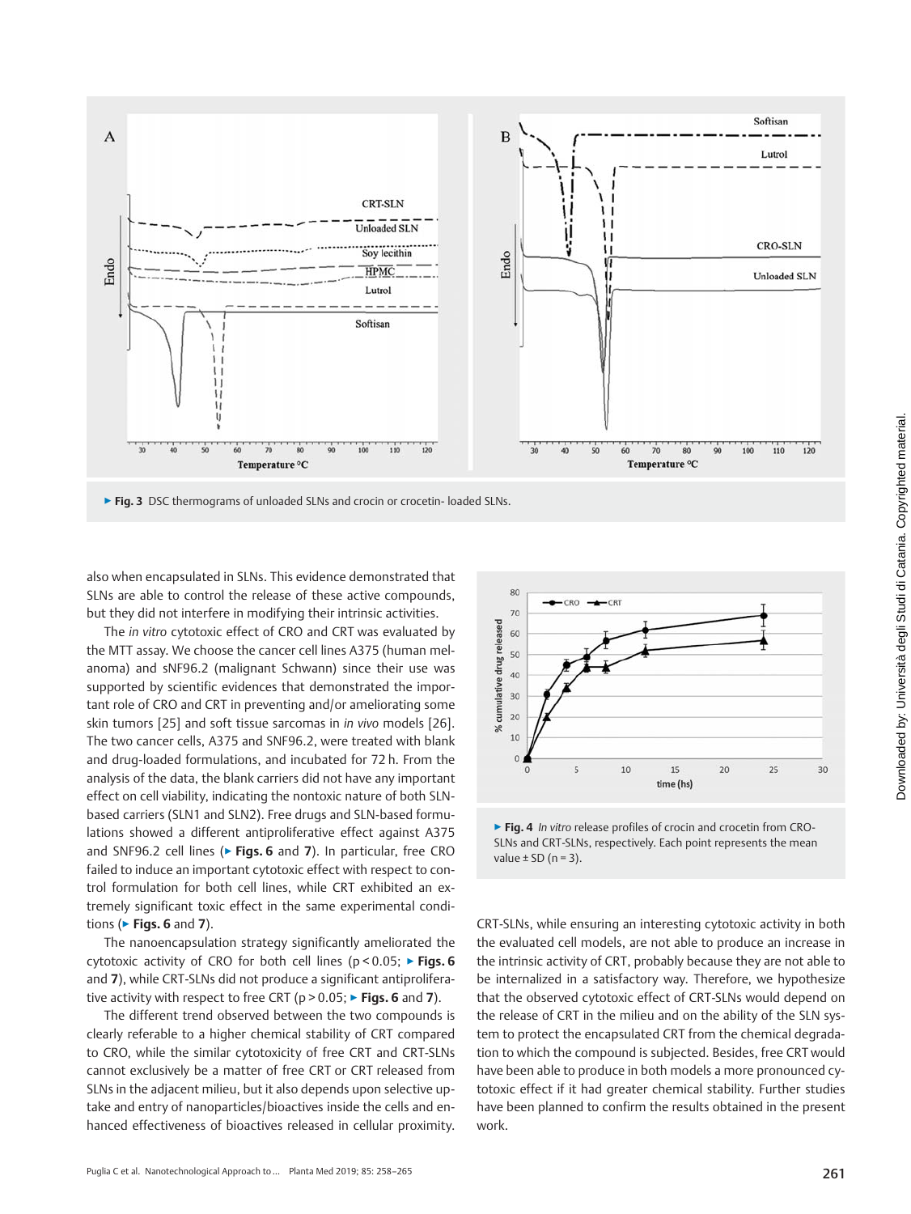▶ Fig. 3 DSC thermograms of unloaded SLNs and crocin or crocetin- loaded SLNs.

also when encapsulated in SLNs. This evidence demonstrated that SLNs are able to control the release of these active compounds, but they did not interfere in modifying their intrinsic activities.

The *in vitro* cytotoxic effect of CRO and CRT was evaluated by the MTT assay. We choose the cancer cell lines A375 (human melanoma) and sNF96.2 (malignant Schwann) since their use was supported by scientific evidences that demonstrated the important role of CRO and CRT in preventing and/or ameliorating some skin tumors [25] and soft tissue sarcomas in *in vivo* models [26]. The two cancer cells, A375 and SNF96.2, were treated with blank and drug-loaded formulations, and incubated for 72 h. From the analysis of the data, the blank carriers did not have any important effect on cell viability, indicating the nontoxic nature of both SLN-based carriers (SLN1 and SLN2). Free drugs and SLN-based formulations showed a different antiproliferative effect against A375 and SNF96.2 cell lines (▶ **Figs. 6** and **7**). In particular, free CRO failed to induce an important cytotoxic effect with respect to control formulation for both cell lines, while CRT exhibited an extremely significant toxic effect in the same experimental conditions (▶ **Figs. 6** and **7**).

The nanoencapsulation strategy significantly ameliorated the cytotoxic activity of CRO for both cell lines ($p < 0.05$; ▶ **Figs. 6** and **7**), while CRT-SLNs did not produce a significant antiproliferative activity with respect to free CRT ($p > 0.05$; ▶ **Figs. 6** and **7**).

The different trend observed between the two compounds is clearly referable to a higher chemical stability of CRT compared to CRO, while the similar cytotoxicity of free CRT and CRT-SLNs cannot exclusively be a matter of free CRT or CRT released from SLNs in the adjacent milieu, but it also depends upon selective uptake and entry of nanoparticles/bioactives inside the cells and enhanced effectiveness of bioactives released in cellular proximity.

▶ **Fig. 4** *In vitro* release profiles of crocin and crocetin from CRO-SLNs and CRT-SLNs, respectively. Each point represents the mean value ± SD (n = 3).

CRT-SLNs, while ensuring an interesting cytotoxic activity in both the evaluated cell models, are not able to produce an increase in the intrinsic activity of CRT, probably because they are not able to be internalized in a satisfactory way. Therefore, we hypothesize that the observed cytotoxic effect of CRT-SLNs would depend on the release of CRT in the milieu and on the ability of the SLN system to protect the encapsulated CRT from the chemical degradation to which the compound is subjected. Besides, free CRT would have been able to produce in both models a more pronounced cytotoxic effect if it had greater chemical stability. Further studies have been planned to confirm the results obtained in the present work.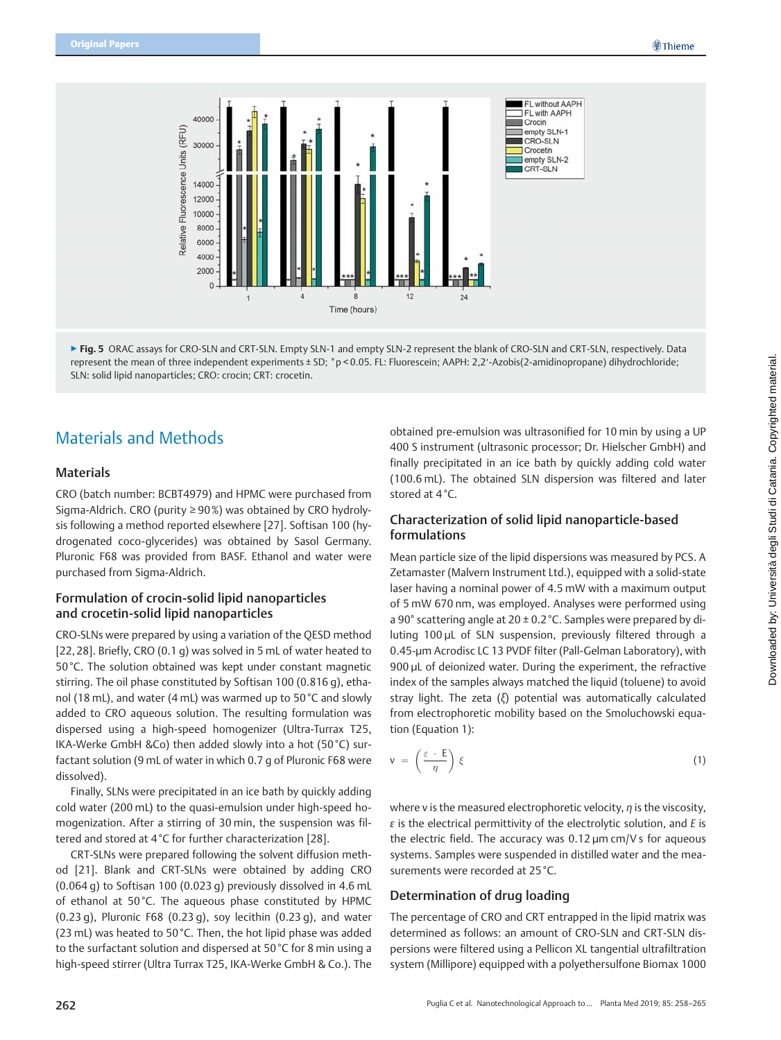▶ **Fig. 5** ORAC assays for CRO-SLN and CRT-SLN. Empty SLN-1 and empty SLN-2 represent the blank of CRO-SLN and CRT-SLN, respectively. Data represent the mean of three independent experiments ± SD; \*p < 0.05. FL: Fluorescein; AAPH: 2,2′-Azobis(2-amidinopropane) dihydrochloride; SLN: solid lipid nanoparticles; CRO: crocin; CRT: crocetin.

# Materials and Methods

## Materials

CRO (batch number: BCBT4979) and HPMC were purchased from Sigma-Aldrich. CRO (purity ≥ 90 %) was obtained by CRO hydrolysis following a method reported elsewhere [27]. Softisan 100 (hydrogenated coco-glycerides) was obtained by Sasol Germany. Pluronic F68 was provided from BASF. Ethanol and water were purchased from Sigma-Aldrich.

## Formulation of crocin-solid lipid nanoparticles and crocetin-solid lipid nanoparticles

CRO-SLNs were prepared by using a variation of the QESD method [22, 28]. Briefly, CRO (0.1 g) was solved in 5 mL of water heated to 50 °C. The solution obtained was kept under constant magnetic stirring. The oil phase constituted by Softisan 100 (0.816 g), ethanol (18 mL), and water (4 mL) was warmed up to 50 °C and slowly added to CRO aqueous solution. The resulting formulation was dispersed using a high-speed homogenizer (Ultra-Turrax T25, IKA-Werke GmbH &Co) then added slowly into a hot (50 °C) surfactant solution (9 mL of water in which 0.7 g of Pluronic F68 were dissolved).

Finally, SLNs were precipitated in an ice bath by quickly adding cold water (200 mL) to the quasi-emulsion under high-speed homogenization. After a stirring of 30 min, the suspension was filtered and stored at 4 °C for further characterization [28].

CRT-SLNs were prepared following the solvent diffusion method [21]. Blank and CRT-SLNs were obtained by adding CRO (0.064 g) to Softisan 100 (0.023 g) previously dissolved in 4.6 mL of ethanol at 50 °C. The aqueous phase constituted by HPMC (0.23 g), Pluronic F68 (0.23 g), soy lecithin (0.23 g), and water (23 mL) was heated to 50 °C. Then, the hot lipid phase was added to the surfactant solution and dispersed at 50 °C for 8 min using a high-speed stirrer (Ultra Turrax T25, IKA-Werke GmbH & Co.). The obtained pre-emulsion was ultrasonified for 10 min by using a UP 400 S instrument (ultrasonic processor; Dr. Hielscher GmbH) and finally precipitated in an ice bath by quickly adding cold water (100.6 mL). The obtained SLN dispersion was filtered and later stored at 4 °C.

## Characterization of solid lipid nanoparticle-based formulations

Mean particle size of the lipid dispersions was measured by PCS. A Zetamaster (Malvern Instrument Ltd.), equipped with a solid-state laser having a nominal power of 4.5 mW with a maximum output of 5 mW 670 nm, was employed. Analyses were performed using a 90° scattering angle at 20 ± 0.2 °C. Samples were prepared by diluting 100 µL of SLN suspension, previously filtered through a 0.45-µm Acrodisc LC 13 PVDF filter (Pall-Gelman Laboratory), with 900 µL of deionized water. During the experiment, the refractive index of the samples always matched the liquid (toluene) to avoid stray light. The zeta ($\xi$) potential was automatically calculated from electrophoretic mobility based on the Smoluchowski equation (Equation 1):

$$v = \left(\frac{\varepsilon \cdot E}{\eta}\right) \xi \qquad (1)$$

where v is the measured electrophoretic velocity, $\eta$ is the viscosity, $\varepsilon$ is the electrical permittivity of the electrolytic solution, and $E$ is the electric field. The accuracy was 0.12 µm cm/V s for aqueous systems. Samples were suspended in distilled water and the measurements were recorded at 25 °C.

## Determination of drug loading

The percentage of CRO and CRT entrapped in the lipid matrix was determined as follows: an amount of CRO-SLN and CRT-SLN dispersions were filtered using a Pellicon XL tangential ultrafiltration system (Millipore) equipped with a polyethersulfone Biomax 1000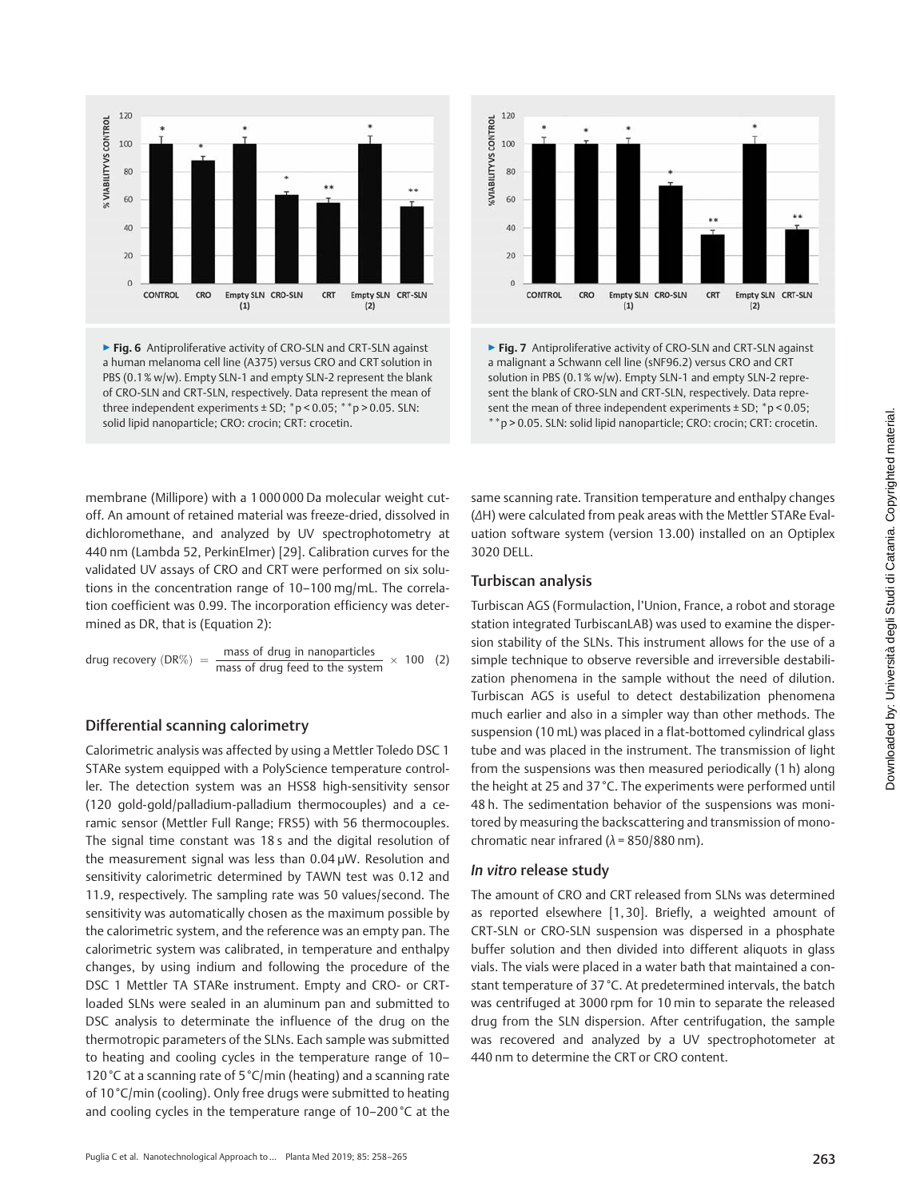**▶ Fig. 6** Antiproliferative activity of CRO-SLN and CRT-SLN against a human melanoma cell line (A375) versus CRO and CRT solution in PBS (0.1% w/w). Empty SLN-1 and empty SLN-2 represent the blank of CRO-SLN and CRT-SLN, respectively. Data represent the mean of three independent experiments ± SD; \*p < 0.05; \*\*p > 0.05. SLN: solid lipid nanoparticle; CRO: crocin; CRT: crocetin.

**▶ Fig. 7** Antiproliferative activity of CRO-SLN and CRT-SLN against a malignant a Schwann cell line (sNF96.2) versus CRO and CRT solution in PBS (0.1% w/w). Empty SLN-1 and empty SLN-2 represent the blank of CRO-SLN and CRT-SLN, respectively. Data represent the mean of three independent experiments ± SD; \*p < 0.05; \*\*p > 0.05. SLN: solid lipid nanoparticle; CRO: crocin; CRT: crocetin.

membrane (Millipore) with a 1 000 000 Da molecular weight cutoff. An amount of retained material was freeze-dried, dissolved in dichloromethane, and analyzed by UV spectrophotometry at 440 nm (Lambda 52, PerkinElmer) [29]. Calibration curves for the validated UV assays of CRO and CRT were performed on six solutions in the concentration range of 10–100 mg/mL. The correlation coefficient was 0.99. The incorporation efficiency was determined as DR, that is (Equation 2):

$$\text{drug recovery (DR\%)} = \frac{\text{mass of drug in nanoparticles}}{\text{mass of drug feed to the system}} \times 100 \quad (2)$$

## Differential scanning calorimetry

Calorimetric analysis was affected by using a Mettler Toledo DSC 1 STARe system equipped with a PolyScience temperature controller. The detection system was an HSS8 high-sensitivity sensor (120 gold-gold/palladium-palladium thermocouples) and a ceramic sensor (Mettler Full Range; FRS5) with 56 thermocouples. The signal time constant was 18 s and the digital resolution of the measurement signal was less than 0.04 µW. Resolution and sensitivity calorimetric determined by TAWN test was 0.12 and 11.9, respectively. The sampling rate was 50 values/second. The sensitivity was automatically chosen as the maximum possible by the calorimetric system, and the reference was an empty pan. The calorimetric system was calibrated, in temperature and enthalpy changes, by using indium and following the procedure of the DSC 1 Mettler TA STARe instrument. Empty and CRO- or CRT-loaded SLNs were sealed in an aluminum pan and submitted to DSC analysis to determinate the influence of the drug on the thermotropic parameters of the SLNs. Each sample was submitted to heating and cooling cycles in the temperature range of 10–120 °C at a scanning rate of 5 °C/min (heating) and a scanning rate of 10 °C/min (cooling). Only free drugs were submitted to heating and cooling cycles in the temperature range of 10–200 °C at the same scanning rate. Transition temperature and enthalpy changes (ΔH) were calculated from peak areas with the Mettler STARe Evaluation software system (version 13.00) installed on an Optiplex 3020 DELL.

## Turbiscan analysis

Turbiscan AGS (Formulaction, l'Union, France, a robot and storage station integrated TurbiscanLAB) was used to examine the dispersion stability of the SLNs. This instrument allows for the use of a simple technique to observe reversible and irreversible destabilization phenomena in the sample without the need of dilution. Turbiscan AGS is useful to detect destabilization phenomena much earlier and also in a simpler way than other methods. The suspension (10 mL) was placed in a flat-bottomed cylindrical glass tube and was placed in the instrument. The transmission of light from the suspensions was then measured periodically (1 h) along the height at 25 and 37 °C. The experiments were performed until 48 h. The sedimentation behavior of the suspensions was monitored by measuring the backscattering and transmission of monochromatic near infrared (λ = 850/880 nm).

## *In vitro* release study

The amount of CRO and CRT released from SLNs was determined as reported elsewhere [1, 30]. Briefly, a weighted amount of CRT-SLN or CRO-SLN suspension was dispersed in a phosphate buffer solution and then divided into different aliquots in glass vials. The vials were placed in a water bath that maintained a constant temperature of 37 °C. At predetermined intervals, the batch was centrifuged at 3000 rpm for 10 min to separate the released drug from the SLN dispersion. After centrifugation, the sample was recovered and analyzed by a UV spectrophotometer at 440 nm to determine the CRT or CRO content.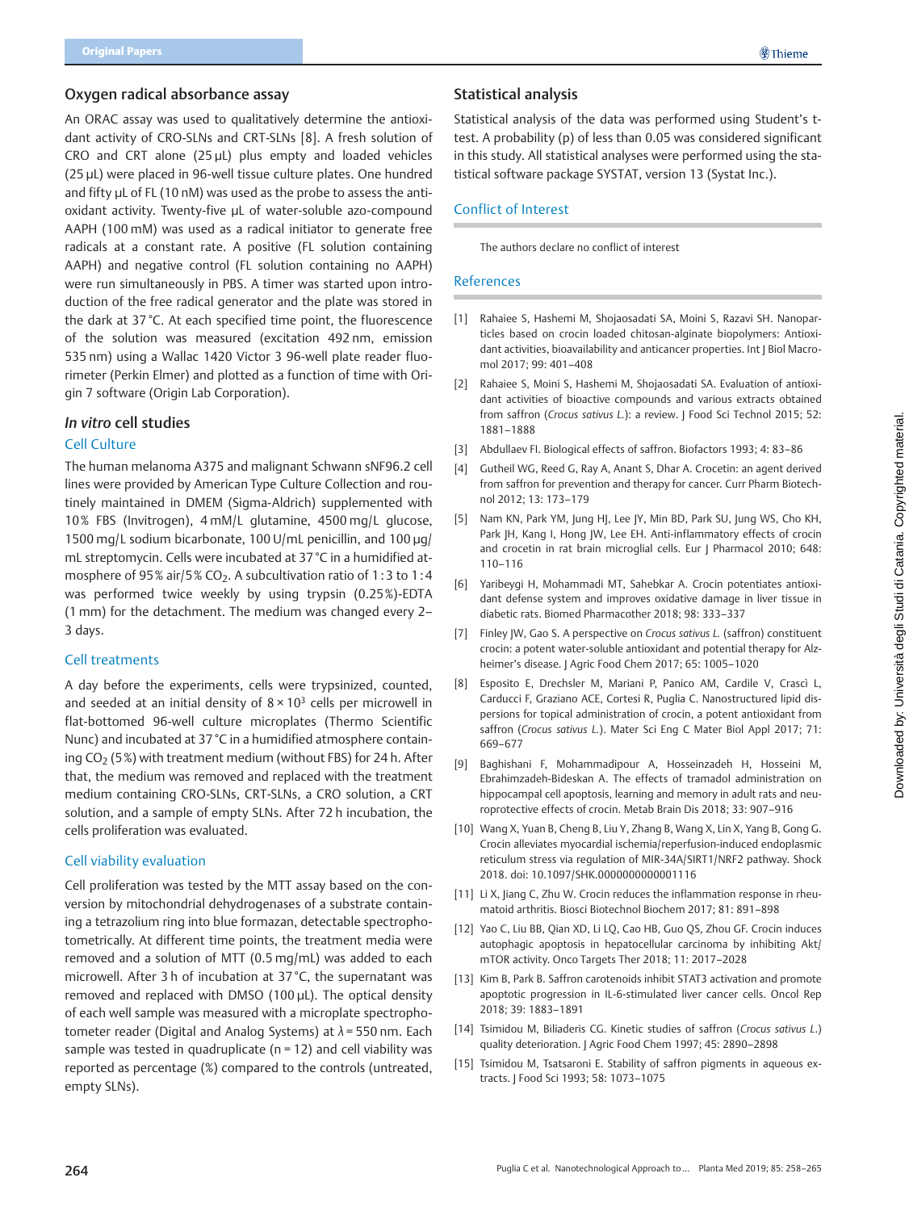## Oxygen radical absorbance assay

An ORAC assay was used to qualitatively determine the antioxidant activity of CRO-SLNs and CRT-SLNs [8]. A fresh solution of CRO and CRT alone (25 µL) plus empty and loaded vehicles (25 µL) were placed in 96-well tissue culture plates. One hundred and fifty µL of FL (10 nM) was used as the probe to assess the antioxidant activity. Twenty-five µL of water-soluble azo-compound AAPH (100 mM) was used as a radical initiator to generate free radicals at a constant rate. A positive (FL solution containing AAPH) and negative control (FL solution containing no AAPH) were run simultaneously in PBS. A timer was started upon introduction of the free radical generator and the plate was stored in the dark at 37 °C. At each specified time point, the fluorescence of the solution was measured (excitation 492 nm, emission 535 nm) using a Wallac 1420 Victor 3 96-well plate reader fluorimeter (Perkin Elmer) and plotted as a function of time with Origin 7 software (Origin Lab Corporation).

## *In vitro* cell studies

### Cell Culture

The human melanoma A375 and malignant Schwann sNF96.2 cell lines were provided by American Type Culture Collection and routinely maintained in DMEM (Sigma-Aldrich) supplemented with 10 % FBS (Invitrogen), 4 mM/L glutamine, 4500 mg/L glucose, 1500 mg/L sodium bicarbonate, 100 U/mL penicillin, and 100 µg/mL streptomycin. Cells were incubated at 37 °C in a humidified atmosphere of 95 % air/5 % $CO_2$. A subcultivation ratio of 1 : 3 to 1 : 4 was performed twice weekly by using trypsin (0.25 %)-EDTA (1 mm) for the detachment. The medium was changed every 2–3 days.

### Cell treatments

A day before the experiments, cells were trypsinized, counted, and seeded at an initial density of $8 \times 10^3$ cells per microwell in flat-bottomed 96-well culture microplates (Thermo Scientific Nunc) and incubated at 37 °C in a humidified atmosphere containing $CO_2$ (5 %) with treatment medium (without FBS) for 24 h. After that, the medium was removed and replaced with the treatment medium containing CRO-SLNs, CRT-SLNs, a CRO solution, a CRT solution, and a sample of empty SLNs. After 72 h incubation, the cells proliferation was evaluated.

### Cell viability evaluation

Cell proliferation was tested by the MTT assay based on the conversion by mitochondrial dehydrogenases of a substrate containing a tetrazolium ring into blue formazan, detectable spectrophotometrically. At different time points, the treatment media were removed and a solution of MTT (0.5 mg/mL) was added to each microwell. After 3 h of incubation at 37 °C, the supernatant was removed and replaced with DMSO (100 µL). The optical density of each well sample was measured with a microplate spectrophotometer reader (Digital and Analog Systems) at $\lambda = 550$ nm. Each sample was tested in quadruplicate (n = 12) and cell viability was reported as percentage (%) compared to the controls (untreated, empty SLNs).

## Statistical analysis

Statistical analysis of the data was performed using Student's t-test. A probability (p) of less than 0.05 was considered significant in this study. All statistical analyses were performed using the statistical software package SYSTAT, version 13 (Systat Inc.).

## Conflict of Interest

The authors declare no conflict of interest

## References

[1] Rahaiee S, Hashemi M, Shojaosadati SA, Moini S, Razavi SH. Nanoparticles based on crocin loaded chitosan-alginate biopolymers: Antioxidant activities, bioavailability and anticancer properties. Int J Biol Macromol 2017; 99: 401–408

[2] Rahaiee S, Moini S, Hashemi M, Shojaosadati SA. Evaluation of antioxidant activities of bioactive compounds and various extracts obtained from saffron (*Crocus sativus L.*): a review. J Food Sci Technol 2015; 52: 1881–1888

[3] Abdullaev FI. Biological effects of saffron. Biofactors 1993; 4: 83–86

[4] Gutheil WG, Reed G, Ray A, Anant S, Dhar A. Crocetin: an agent derived from saffron for prevention and therapy for cancer. Curr Pharm Biotechnol 2012; 13: 173–179

[5] Nam KN, Park YM, Jung HJ, Lee JY, Min BD, Park SU, Jung WS, Cho KH, Park JH, Kang I, Hong JW, Lee EH. Anti-inflammatory effects of crocin and crocetin in rat brain microglial cells. Eur J Pharmacol 2010; 648: 110–116

[6] Yaribeygi H, Mohammadi MT, Sahebkar A. Crocin potentiates antioxidant defense system and improves oxidative damage in liver tissue in diabetic rats. Biomed Pharmacother 2018; 98: 333–337

[7] Finley JW, Gao S. A perspective on *Crocus sativus L.* (saffron) constituent crocin: a potent water-soluble antioxidant and potential therapy for Alzheimer's disease. J Agric Food Chem 2017; 65: 1005–1020

[8] Esposito E, Drechsler M, Mariani P, Panico AM, Cardile V, Crascì L, Carducci F, Graziano ACE, Cortesi R, Puglia C. Nanostructured lipid dispersions for topical administration of crocin, a potent antioxidant from saffron (*Crocus sativus L.*). Mater Sci Eng C Mater Biol Appl 2017; 71: 669–677

[9] Baghishani F, Mohammadipour A, Hosseinzadeh H, Hosseini M, Ebrahimzadeh-Bideskan A. The effects of tramadol administration on hippocampal cell apoptosis, learning and memory in adult rats and neuroprotective effects of crocin. Metab Brain Dis 2018; 33: 907–916

[10] Wang X, Yuan B, Cheng B, Liu Y, Zhang B, Wang X, Lin X, Yang B, Gong G. Crocin alleviates myocardial ischemia/reperfusion-induced endoplasmic reticulum stress via regulation of MIR-34A/SIRT1/NRF2 pathway. Shock 2018. doi: 10.1097/SHK.0000000000001116

[11] Li X, Jiang C, Zhu W. Crocin reduces the inflammation response in rheumatoid arthritis. Biosci Biotechnol Biochem 2017; 81: 891–898

[12] Yao C, Liu BB, Qian XD, Li LQ, Cao HB, Guo QS, Zhou GF. Crocin induces autophagic apoptosis in hepatocellular carcinoma by inhibiting Akt/mTOR activity. Onco Targets Ther 2018; 11: 2017–2028

[13] Kim B, Park B. Saffron carotenoids inhibit STAT3 activation and promote apoptotic progression in IL-6-stimulated liver cancer cells. Oncol Rep 2018; 39: 1883–1891

[14] Tsimidou M, Biliaderis CG. Kinetic studies of saffron (*Crocus sativus L.*) quality deterioration. J Agric Food Chem 1997; 45: 2890–2898

[15] Tsimidou M, Tsatsaroni E. Stability of saffron pigments in aqueous extracts. J Food Sci 1993; 58: 1073–1075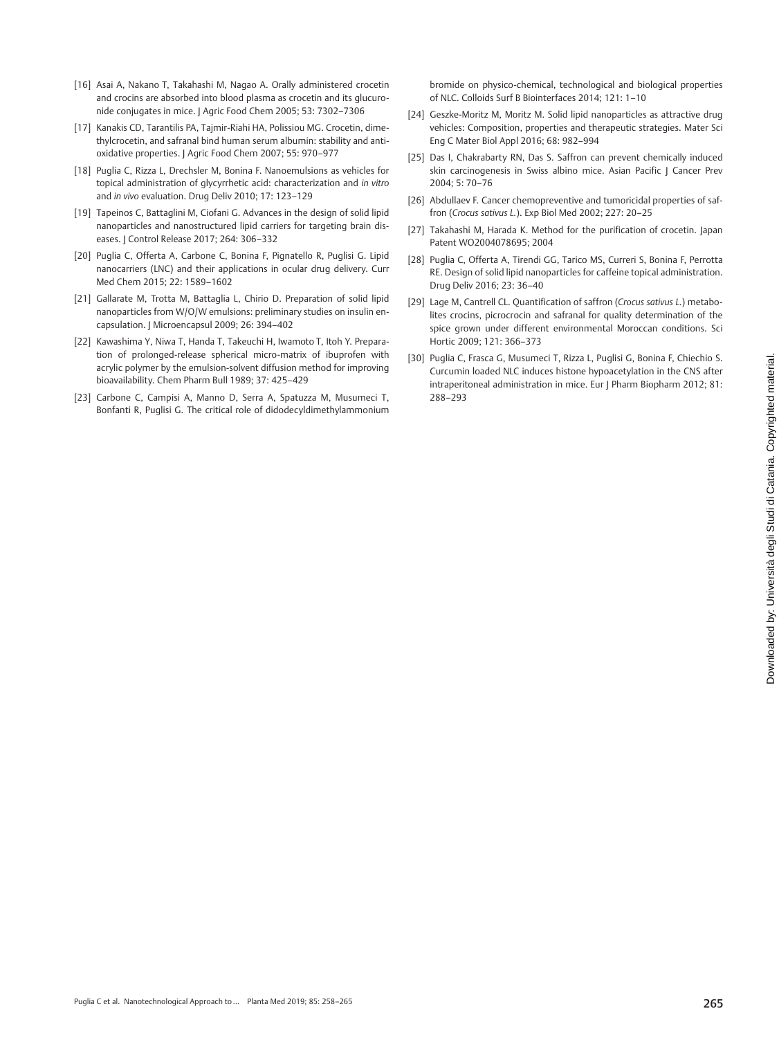[16] Asai A, Nakano T, Takahashi M, Nagao A. Orally administered crocetin and crocins are absorbed into blood plasma as crocetin and its glucuronide conjugates in mice. J Agric Food Chem 2005; 53: 7302–7306

[17] Kanakis CD, Tarantilis PA, Tajmir-Riahi HA, Polissiou MG. Crocetin, dimethylcrocetin, and safranal bind human serum albumin: stability and antioxidative properties. J Agric Food Chem 2007; 55: 970–977

[18] Puglia C, Rizza L, Drechsler M, Bonina F. Nanoemulsions as vehicles for topical administration of glycyrrhetic acid: characterization and *in vitro* and *in vivo* evaluation. Drug Deliv 2010; 17: 123–129

[19] Tapeinos C, Battaglini M, Ciofani G. Advances in the design of solid lipid nanoparticles and nanostructured lipid carriers for targeting brain diseases. J Control Release 2017; 264: 306–332

[20] Puglia C, Offerta A, Carbone C, Bonina F, Pignatello R, Puglisi G. Lipid nanocarriers (LNC) and their applications in ocular drug delivery. Curr Med Chem 2015; 22: 1589–1602

[21] Gallarate M, Trotta M, Battaglia L, Chirio D. Preparation of solid lipid nanoparticles from W/O/W emulsions: preliminary studies on insulin encapsulation. J Microencapsul 2009; 26: 394–402

[22] Kawashima Y, Niwa T, Handa T, Takeuchi H, Iwamoto T, Itoh Y. Preparation of prolonged-release spherical micro-matrix of ibuprofen with acrylic polymer by the emulsion-solvent diffusion method for improving bioavailability. Chem Pharm Bull 1989; 37: 425–429

[23] Carbone C, Campisi A, Manno D, Serra A, Spatuzza M, Musumeci T, Bonfanti R, Puglisi G. The critical role of didodecyldimethylammonium bromide on physico-chemical, technological and biological properties of NLC. Colloids Surf B Biointerfaces 2014; 121: 1–10

[24] Geszke-Moritz M, Moritz M. Solid lipid nanoparticles as attractive drug vehicles: Composition, properties and therapeutic strategies. Mater Sci Eng C Mater Biol Appl 2016; 68: 982–994

[25] Das I, Chakrabarty RN, Das S. Saffron can prevent chemically induced skin carcinogenesis in Swiss albino mice. Asian Pacific J Cancer Prev 2004; 5: 70–76

[26] Abdullaev F. Cancer chemopreventive and tumoricidal properties of saffron (*Crocus sativus L.*). Exp Biol Med 2002; 227: 20–25

[27] Takahashi M, Harada K. Method for the purification of crocetin. Japan Patent WO2004078695; 2004

[28] Puglia C, Offerta A, Tirendi GG, Tarico MS, Curreri S, Bonina F, Perrotta RE. Design of solid lipid nanoparticles for caffeine topical administration. Drug Deliv 2016; 23: 36–40

[29] Lage M, Cantrell CL. Quantification of saffron (*Crocus sativus L.*) metabolites crocins, picrocrocin and safranal for quality determination of the spice grown under different environmental Moroccan conditions. Sci Hortic 2009; 121: 366–373

[30] Puglia C, Frasca G, Musumeci T, Rizza L, Puglisi G, Bonina F, Chiechio S. Curcumin loaded NLC induces histone hypoacetylation in the CNS after intraperitoneal administration in mice. Eur J Pharm Biopharm 2012; 81: 288–293